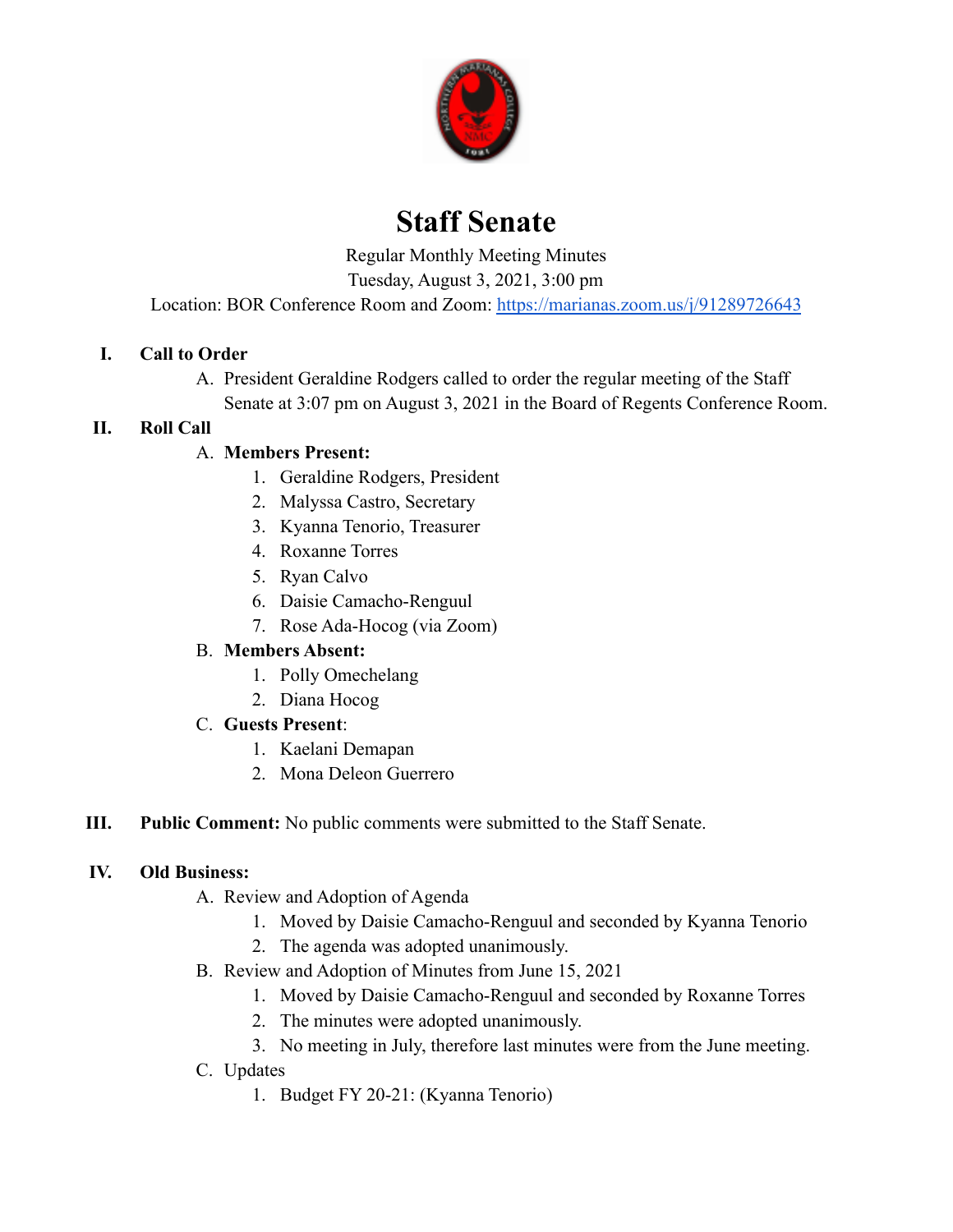# Staff Senate

Regular Monthly Meeting Minutes
Tuesday, August 3, 2021, 3:00 pm
Location: BOR Conference Room and Zoom: https://marianas.zoom.us/j/91289726643

I. **Call to Order**

   A. President Geraldine Rodgers called to order the regular meeting of the Staff Senate at 3:07 pm on August 3, 2021 in the Board of Regents Conference Room.

II. **Roll Call**

   A. **Members Present:**
      1. Geraldine Rodgers, President
      2. Malyssa Castro, Secretary
      3. Kyanna Tenorio, Treasurer
      4. Roxanne Torres
      5. Ryan Calvo
      6. Daisie Camacho-Renguul
      7. Rose Ada-Hocog (via Zoom)

   B. **Members Absent:**
      1. Polly Omechelang
      2. Diana Hocog

   C. **Guests Present**:
      1. Kaelani Demapan
      2. Mona Deleon Guerrero

III. **Public Comment:** No public comments were submitted to the Staff Senate.

IV. **Old Business:**

   A. Review and Adoption of Agenda
      1. Moved by Daisie Camacho-Renguul and seconded by Kyanna Tenorio
      2. The agenda was adopted unanimously.

   B. Review and Adoption of Minutes from June 15, 2021
      1. Moved by Daisie Camacho-Renguul and seconded by Roxanne Torres
      2. The minutes were adopted unanimously.
      3. No meeting in July, therefore last minutes were from the June meeting.

   C. Updates
      1. Budget FY 20-21: (Kyanna Tenorio)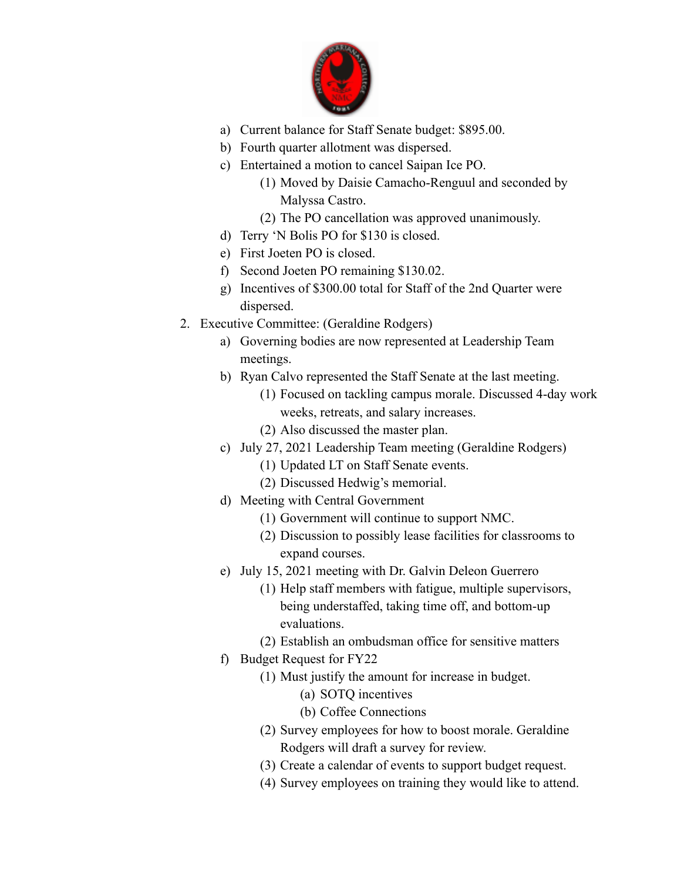a) Current balance for Staff Senate budget: $895.00.
b) Fourth quarter allotment was dispersed.
c) Entertained a motion to cancel Saipan Ice PO.
    (1) Moved by Daisie Camacho-Renguul and seconded by Malyssa Castro.
    (2) The PO cancellation was approved unanimously.
d) Terry 'N Bolis PO for $130 is closed.
e) First Joeten PO is closed.
f) Second Joeten PO remaining $130.02.
g) Incentives of $300.00 total for Staff of the 2nd Quarter were dispersed.

2. Executive Committee: (Geraldine Rodgers)
    a) Governing bodies are now represented at Leadership Team meetings.
    b) Ryan Calvo represented the Staff Senate at the last meeting.
        (1) Focused on tackling campus morale. Discussed 4-day work weeks, retreats, and salary increases.
        (2) Also discussed the master plan.
    c) July 27, 2021 Leadership Team meeting (Geraldine Rodgers)
        (1) Updated LT on Staff Senate events.
        (2) Discussed Hedwig's memorial.
    d) Meeting with Central Government
        (1) Government will continue to support NMC.
        (2) Discussion to possibly lease facilities for classrooms to expand courses.
    e) July 15, 2021 meeting with Dr. Galvin Deleon Guerrero
        (1) Help staff members with fatigue, multiple supervisors, being understaffed, taking time off, and bottom-up evaluations.
        (2) Establish an ombudsman office for sensitive matters
    f) Budget Request for FY22
        (1) Must justify the amount for increase in budget.
            (a) SOTQ incentives
            (b) Coffee Connections
        (2) Survey employees for how to boost morale. Geraldine Rodgers will draft a survey for review.
        (3) Create a calendar of events to support budget request.
        (4) Survey employees on training they would like to attend.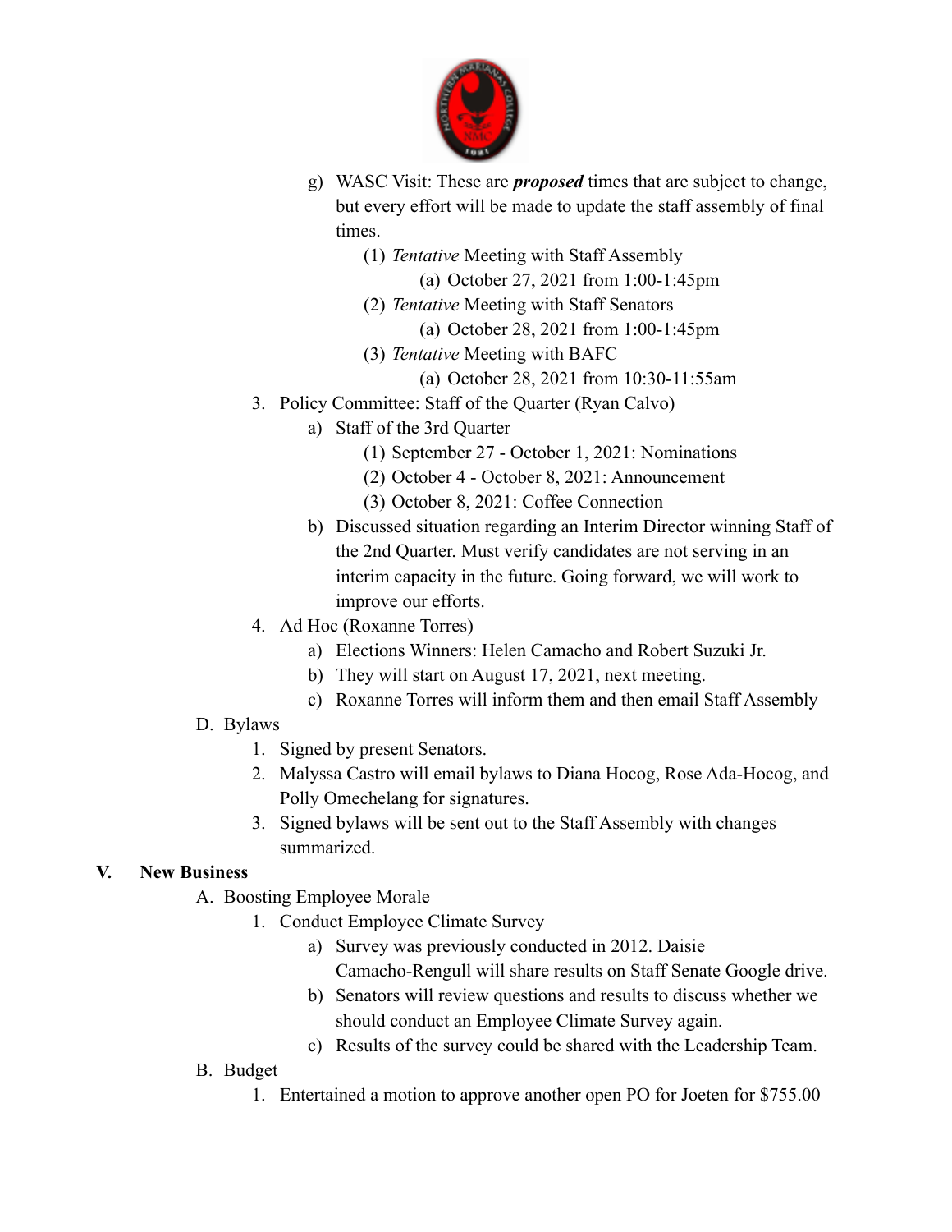g) WASC Visit: These are ***proposed*** times that are subject to change, but every effort will be made to update the staff assembly of final times.
   (1) *Tentative* Meeting with Staff Assembly
      (a) October 27, 2021 from 1:00-1:45pm
   (2) *Tentative* Meeting with Staff Senators
      (a) October 28, 2021 from 1:00-1:45pm
   (3) *Tentative* Meeting with BAFC
      (a) October 28, 2021 from 10:30-11:55am

3. Policy Committee: Staff of the Quarter (Ryan Calvo)
   a) Staff of the 3rd Quarter
      (1) September 27 - October 1, 2021: Nominations
      (2) October 4 - October 8, 2021: Announcement
      (3) October 8, 2021: Coffee Connection
   b) Discussed situation regarding an Interim Director winning Staff of the 2nd Quarter. Must verify candidates are not serving in an interim capacity in the future. Going forward, we will work to improve our efforts.
4. Ad Hoc (Roxanne Torres)
   a) Elections Winners: Helen Camacho and Robert Suzuki Jr.
   b) They will start on August 17, 2021, next meeting.
   c) Roxanne Torres will inform them and then email Staff Assembly

D. Bylaws
   1. Signed by present Senators.
   2. Malyssa Castro will email bylaws to Diana Hocog, Rose Ada-Hocog, and Polly Omechelang for signatures.
   3. Signed bylaws will be sent out to the Staff Assembly with changes summarized.

## V. New Business

A. Boosting Employee Morale
   1. Conduct Employee Climate Survey
      a) Survey was previously conducted in 2012. Daisie Camacho-Rengull will share results on Staff Senate Google drive.
      b) Senators will review questions and results to discuss whether we should conduct an Employee Climate Survey again.
      c) Results of the survey could be shared with the Leadership Team.

B. Budget
   1. Entertained a motion to approve another open PO for Joeten for $755.00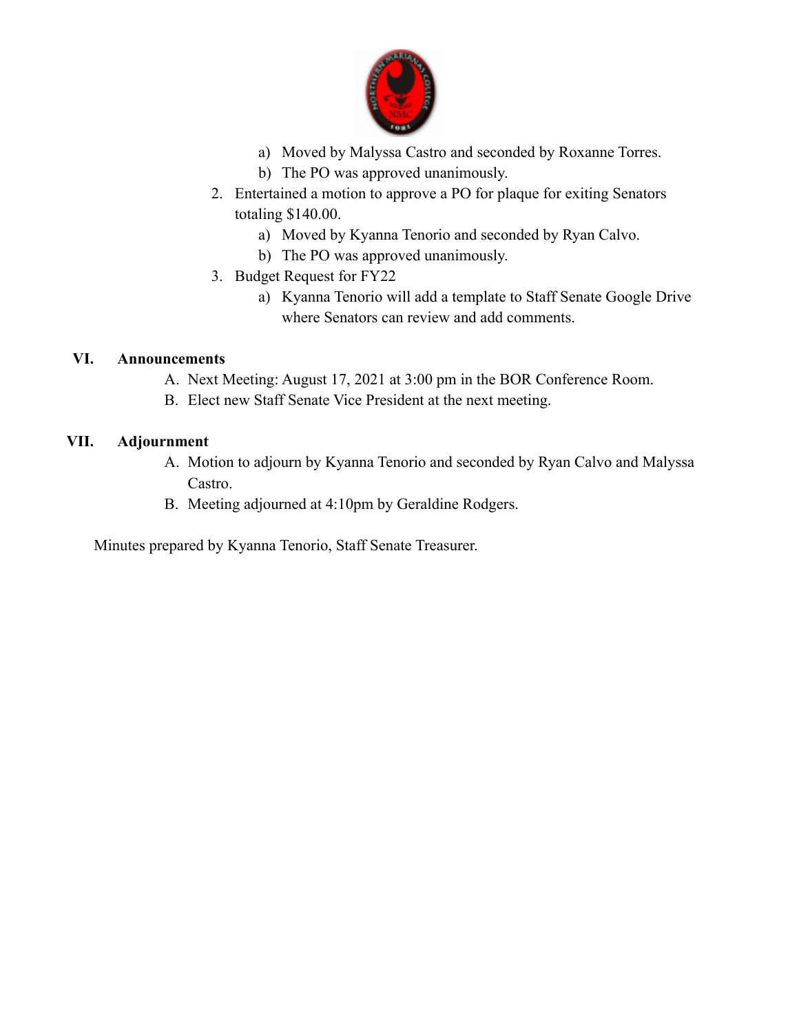a) Moved by Malyssa Castro and seconded by Roxanne Torres.
b) The PO was approved unanimously.

2. Entertained a motion to approve a PO for plaque for exiting Senators totaling $140.00.
   a) Moved by Kyanna Tenorio and seconded by Ryan Calvo.
   b) The PO was approved unanimously.
3. Budget Request for FY22
   a) Kyanna Tenorio will add a template to Staff Senate Google Drive where Senators can review and add comments.

## VI. Announcements

A. Next Meeting: August 17, 2021 at 3:00 pm in the BOR Conference Room.
B. Elect new Staff Senate Vice President at the next meeting.

## VII. Adjournment

A. Motion to adjourn by Kyanna Tenorio and seconded by Ryan Calvo and Malyssa Castro.
B. Meeting adjourned at 4:10pm by Geraldine Rodgers.

Minutes prepared by Kyanna Tenorio, Staff Senate Treasurer.